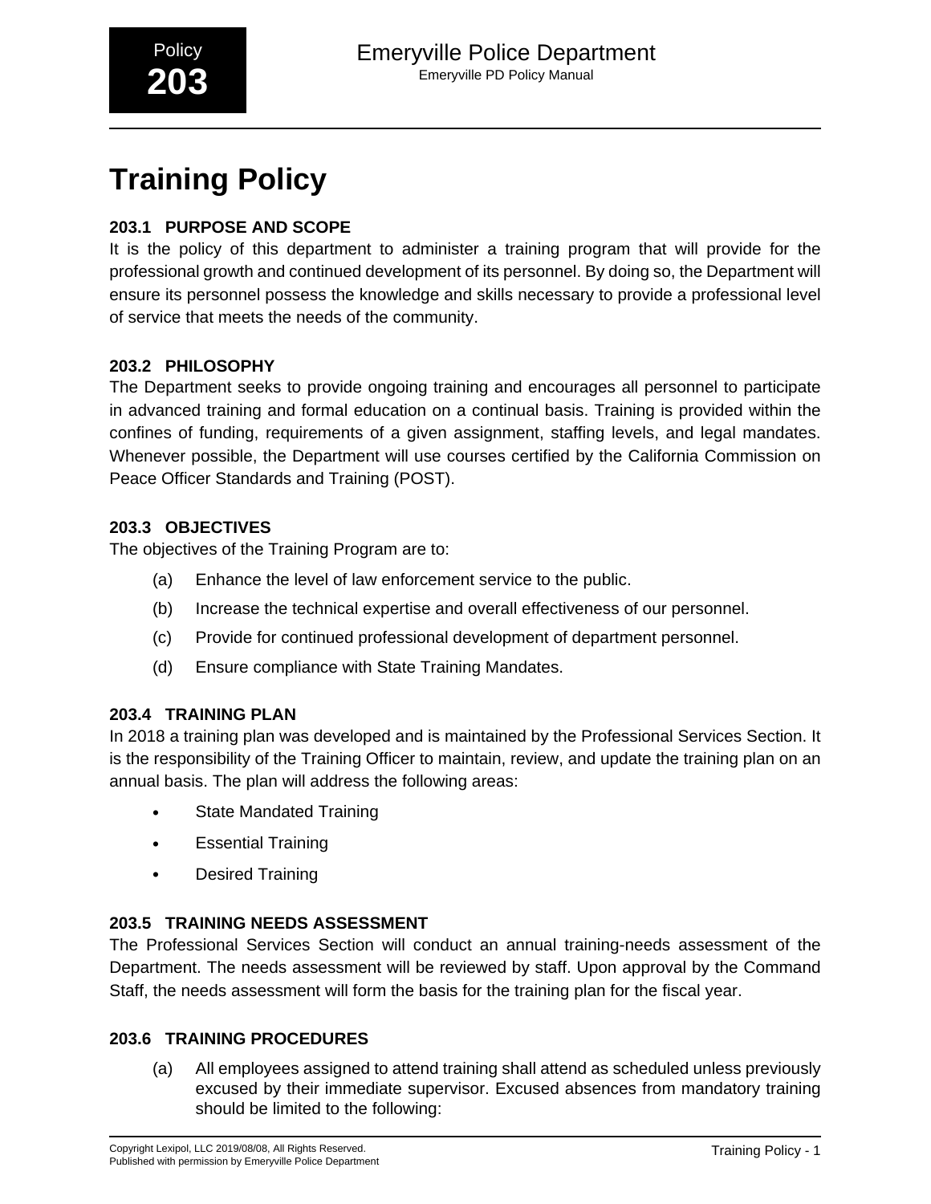# Training Policy

## 203.1 PURPOSE AND SCOPE

It is the policy of this department to administer a training program that will provide for the professional growth and continued development of its personnel. By doing so, the Department will ensure its personnel possess the knowledge and skills necessary to provide a professional level of service that meets the needs of the community.

## 203.2 PHILOSOPHY

The Department seeks to provide ongoing training and encourages all personnel to participate in advanced training and formal education on a continual basis. Training is provided within the confines of funding, requirements of a given assignment, staffing levels, and legal mandates. Whenever possible, the Department will use courses certified by the California Commission on Peace Officer Standards and Training (POST).

## 203.3 OBJECTIVES

The objectives of the Training Program are to:

(a) Enhance the level of law enforcement service to the public.

(b) Increase the technical expertise and overall effectiveness of our personnel.

(c) Provide for continued professional development of department personnel.

(d) Ensure compliance with State Training Mandates.

## 203.4 TRAINING PLAN

In 2018 a training plan was developed and is maintained by the Professional Services Section. It is the responsibility of the Training Officer to maintain, review, and update the training plan on an annual basis. The plan will address the following areas:

- State Mandated Training
- Essential Training
- Desired Training

## 203.5 TRAINING NEEDS ASSESSMENT

The Professional Services Section will conduct an annual training-needs assessment of the Department. The needs assessment will be reviewed by staff. Upon approval by the Command Staff, the needs assessment will form the basis for the training plan for the fiscal year.

## 203.6 TRAINING PROCEDURES

(a) All employees assigned to attend training shall attend as scheduled unless previously excused by their immediate supervisor. Excused absences from mandatory training should be limited to the following: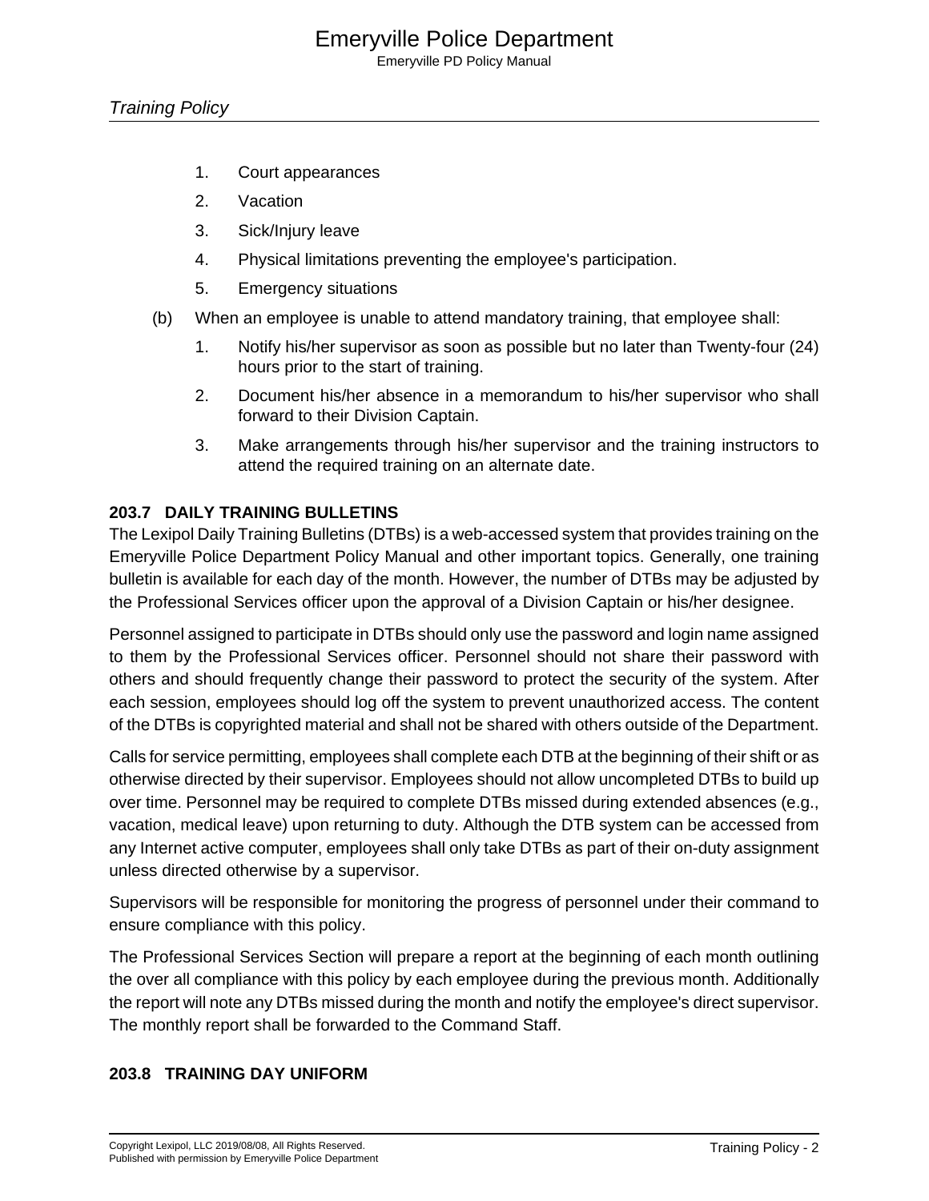1. Court appearances
2. Vacation
3. Sick/Injury leave
4. Physical limitations preventing the employee's participation.
5. Emergency situations

(b) When an employee is unable to attend mandatory training, that employee shall:

1. Notify his/her supervisor as soon as possible but no later than Twenty-four (24) hours prior to the start of training.
2. Document his/her absence in a memorandum to his/her supervisor who shall forward to their Division Captain.
3. Make arrangements through his/her supervisor and the training instructors to attend the required training on an alternate date.

## 203.7 DAILY TRAINING BULLETINS

The Lexipol Daily Training Bulletins (DTBs) is a web-accessed system that provides training on the Emeryville Police Department Policy Manual and other important topics. Generally, one training bulletin is available for each day of the month. However, the number of DTBs may be adjusted by the Professional Services officer upon the approval of a Division Captain or his/her designee.

Personnel assigned to participate in DTBs should only use the password and login name assigned to them by the Professional Services officer. Personnel should not share their password with others and should frequently change their password to protect the security of the system. After each session, employees should log off the system to prevent unauthorized access. The content of the DTBs is copyrighted material and shall not be shared with others outside of the Department.

Calls for service permitting, employees shall complete each DTB at the beginning of their shift or as otherwise directed by their supervisor. Employees should not allow uncompleted DTBs to build up over time. Personnel may be required to complete DTBs missed during extended absences (e.g., vacation, medical leave) upon returning to duty. Although the DTB system can be accessed from any Internet active computer, employees shall only take DTBs as part of their on-duty assignment unless directed otherwise by a supervisor.

Supervisors will be responsible for monitoring the progress of personnel under their command to ensure compliance with this policy.

The Professional Services Section will prepare a report at the beginning of each month outlining the over all compliance with this policy by each employee during the previous month. Additionally the report will note any DTBs missed during the month and notify the employee's direct supervisor. The monthly report shall be forwarded to the Command Staff.

## 203.8 TRAINING DAY UNIFORM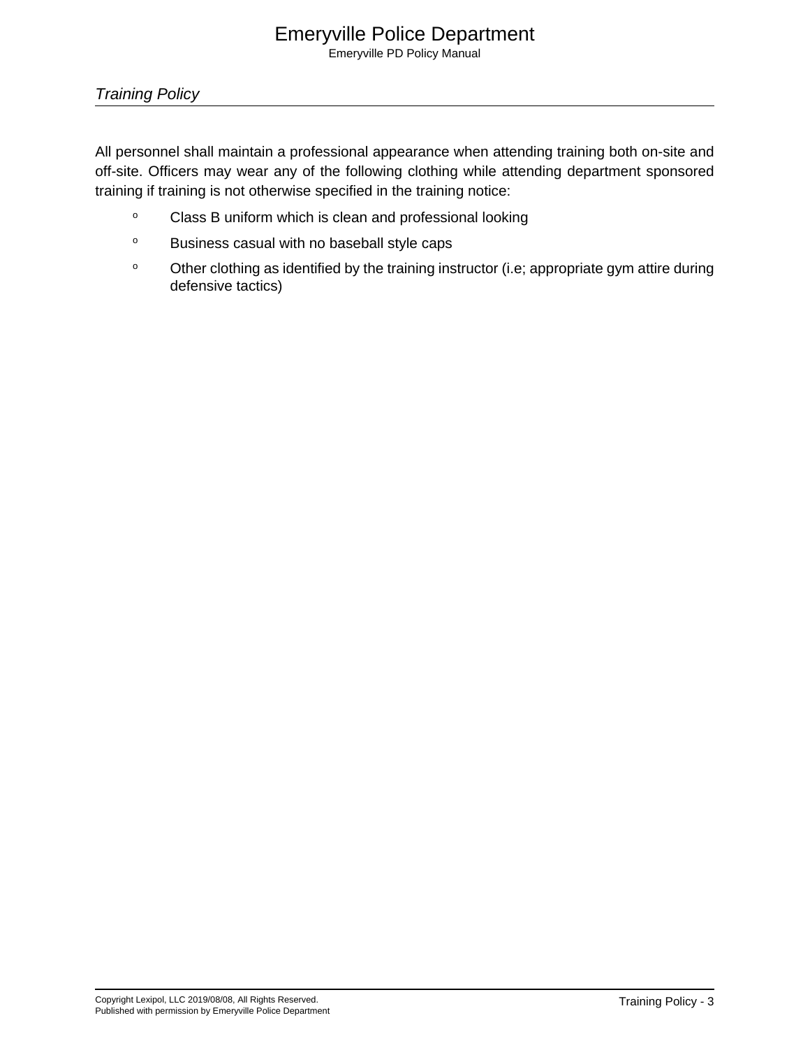All personnel shall maintain a professional appearance when attending training both on-site and off-site. Officers may wear any of the following clothing while attending department sponsored training if training is not otherwise specified in the training notice:

- Class B uniform which is clean and professional looking
- Business casual with no baseball style caps
- Other clothing as identified by the training instructor (i.e; appropriate gym attire during defensive tactics)